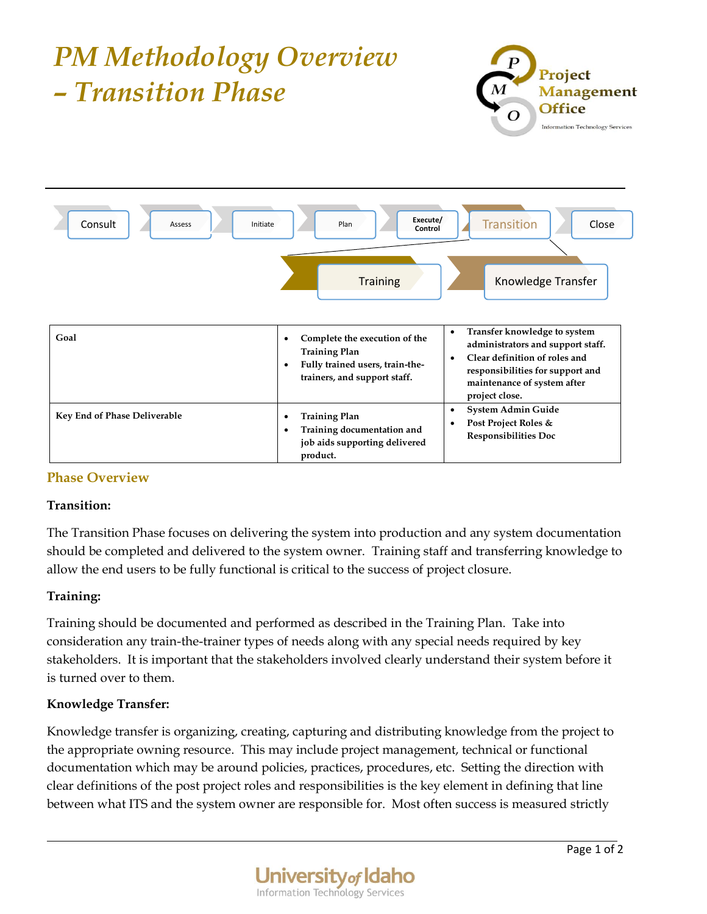# *PM Methodology Overview – Transition Phase*

Project Management Office
Information Technology Services

Consult → Assess → Initiate → Plan → Execute/Control → Transition → Close

Transition: Training | Knowledge Transfer

| | Training | Knowledge Transfer |
|---|---|---|
| **Goal** | • **Complete the execution of the Training Plan**<br>• **Fully trained users, train-the-trainers, and support staff.** | • **Transfer knowledge to system administrators and support staff.**<br>• **Clear definition of roles and responsibilities for support and maintenance of system after project close.** |
| **Key End of Phase Deliverable** | • **Training Plan**<br>• **Training documentation and job aids supporting delivered product.** | • **System Admin Guide**<br>• **Post Project Roles & Responsibilities Doc** |

## Phase Overview

**Transition:**

The Transition Phase focuses on delivering the system into production and any system documentation should be completed and delivered to the system owner. Training staff and transferring knowledge to allow the end users to be fully functional is critical to the success of project closure.

**Training:**

Training should be documented and performed as described in the Training Plan. Take into consideration any train-the-trainer types of needs along with any special needs required by key stakeholders. It is important that the stakeholders involved clearly understand their system before it is turned over to them.

**Knowledge Transfer:**

Knowledge transfer is organizing, creating, capturing and distributing knowledge from the project to the appropriate owning resource. This may include project management, technical or functional documentation which may be around policies, practices, procedures, etc. Setting the direction with clear definitions of the post project roles and responsibilities is the key element in defining that line between what ITS and the system owner are responsible for. Most often success is measured strictly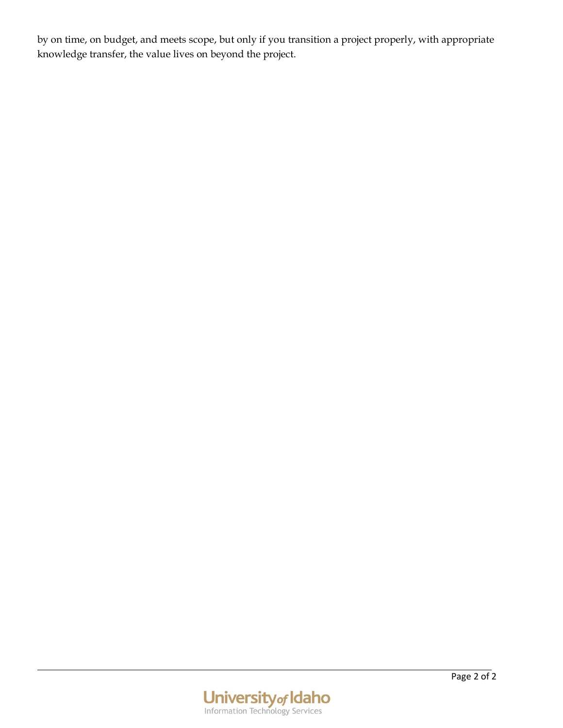by on time, on budget, and meets scope, but only if you transition a project properly, with appropriate knowledge transfer, the value lives on beyond the project.